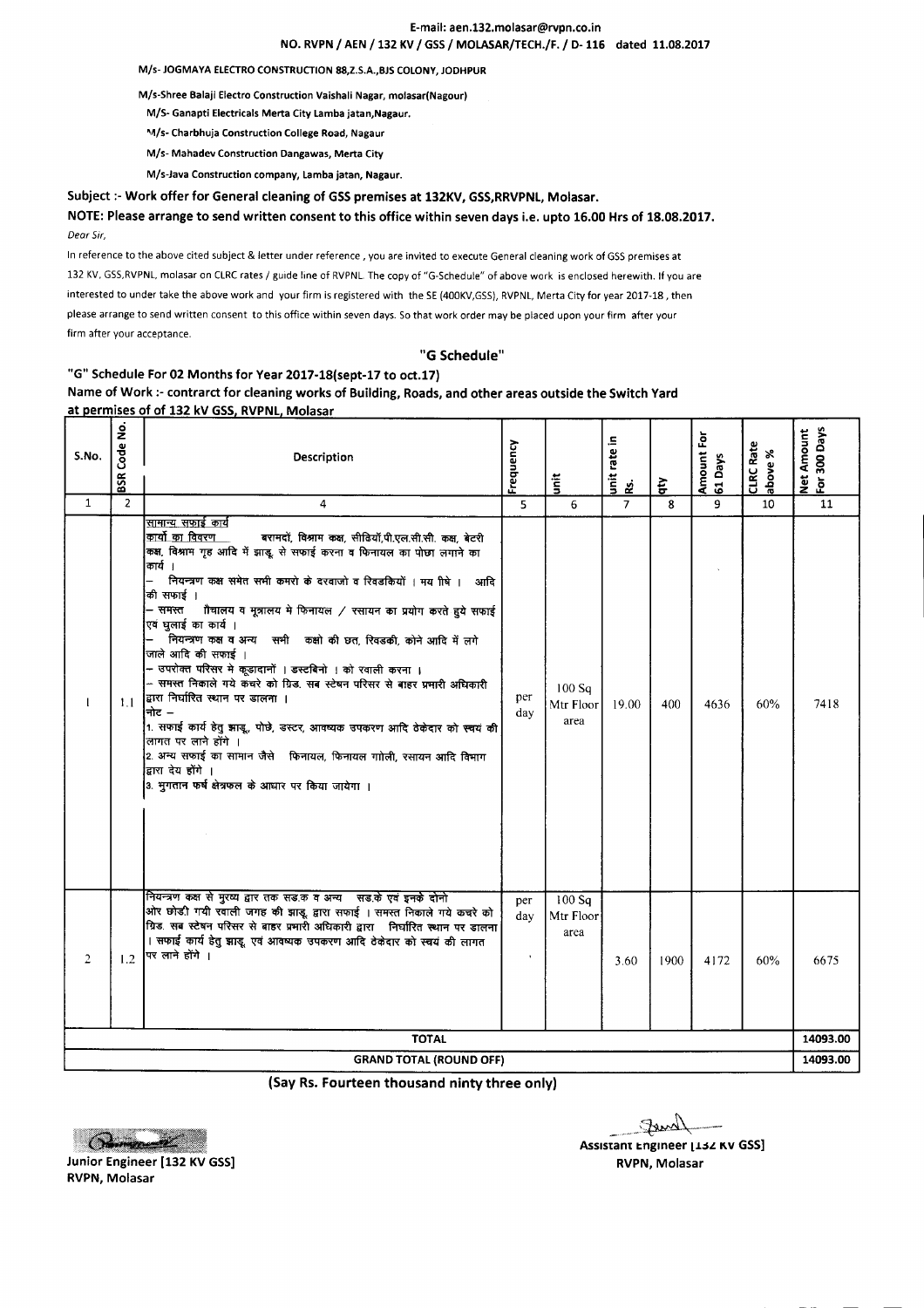E-mail: aen.132.molasar@rvpn.co.in
NO. RVPN / AEN / 132 KV / GSS / MOLASAR/TECH./F. / D- 116 dated 11.08.2017

M/s- JOGMAYA ELECTRO CONSTRUCTION 88,Z.S.A.,BJS COLONY, JODHPUR

M/s-Shree Balaji Electro Construction Vaishali Nagar, molasar(Nagour)

M/S- Ganapti Electricals Merta City Lamba jatan,Nagaur.

M/s- Charbhuja Construction College Road, Nagaur

M/s- Mahadev Construction Dangawas, Merta City

M/s-Java Construction company, Lamba jatan, Nagaur.

**Subject :- Work offer for General cleaning of GSS premises at 132KV, GSS,RRVPNL, Molasar.**

**NOTE: Please arrange to send written consent to this office within seven days i.e. upto 16.00 Hrs of 18.08.2017.**

*Dear Sir,*

In reference to the above cited subject & letter under reference , you are invited to execute General cleaning work of GSS premises at 132 KV, GSS,RVPNL, molasar on CLRC rates / guide line of RVPNL. The copy of "G-Schedule" of above work is enclosed herewith. If you are interested to under take the above work and your firm is registered with the SE (400KV,GSS), RVPNL, Merta City for year 2017-18 , then please arrange to send written consent to this office within seven days. So that work order may be placed upon your firm after your firm after your acceptance.

## "G Schedule"

### "G" Schedule For 02 Months for Year 2017-18(sept-17 to oct.17)

### Name of Work :- contrarct for cleaning works of Building, Roads, and other areas outside the Switch Yard at permises of of 132 kV GSS, RVPNL, Molasar

| S.No. | BSR Code No. | Description | Frequency | unit | unit rate in Rs. | qty | Amount For 61 Days | CLRC Rate above % | Net Amount For 300 Days |
|---|---|---|---|---|---|---|---|---|---|
| 1 | 2 | 4 | 5 | 6 | 7 | 8 | 9 | 10 | 11 |
| 1 | 1.1 | सामान्य सफाई कार्य<br>कार्यो का विवरण बरामदों, विश्राम कक्ष, सीढियॉ,पी.एल.सी.सी. कक्ष, बेटरी कक्ष, विश्राम गृह आदि में झाडू से सफाई करना व फिनायल का पोछा लगाने का कार्य ।<br>– नियन्त्रण कक्ष समेत सभी कमरो के दरवाजो व खिडकियों । मय शीषे । आदि की सफाई ।<br>– समस्त शौचालय व मूत्रालय मे फिनायल / रसायन का प्रयोग करते हुये सफाई एवं धुलाई का कार्य ।<br>– नियन्त्रण कक्ष व अन्य सभी कक्षो की छत, खिडकी, कोने आदि में लगे जाले आदि की सफाई ।<br>– उपरोक्त परिसर मे कूडादानों । डस्टबिनो । को रवाली करना ।<br>– समस्त निकाले गये कचरे को ग्रिड. सब स्टेषन परिसर से बाहर प्रभारी अधिकारी द्वारा निर्धारित स्थान पर डालना ।<br>नोट –<br>1. सफाई कार्य हेतु झाडू, पोछे, डस्टर, आवष्यक उपकरण आदि ठेकेदार को स्वयं की लागत पर लाने होंगे ।<br>2. अन्य सफाई का सामान जैसे फिनायल, फिनायल गोली, रसायन आदि विभाग द्वारा देय होंगे ।<br>3. भुगतान फर्ष क्षेत्रफल के आधार पर किया जायेगा । | per day | 100 Sq Mtr Floor area | 19.00 | 400 | 4636 | 60% | 7418 |
| 2 | 1.2 | नियन्त्रण कक्ष से मुख्य द्वार तक सड.क व अन्य सड.के एवं इनके दोनो ओर छोडी गयी रवाली जगह की झाडू द्वारा सफाई । समस्त निकाले गये कचरे को ग्रिड. सब स्टेषन परिसर से बाहर प्रभारी अधिकारी द्वारा निर्धारित स्थान पर डालना । सफाई कार्य हेतु झाडू एवं आवष्यक उपकरण आदि ठेकेदार को स्वयं की लागत पर लाने होंगे । | per day | 100 Sq Mtr Floor area | 3.60 | 1900 | 4172 | 60% | 6675 |
| | | **TOTAL** | | | | | | | 14093.00 |
| | | **GRAND TOTAL (ROUND OFF)** | | | | | | | 14093.00 |

**(Say Rs. Fourteen thousand ninty three only)**

**Junior Engineer [132 KV GSS]**
**RVPN, Molasar**

**Assistant Engineer [132 KV GSS]**
**RVPN, Molasar**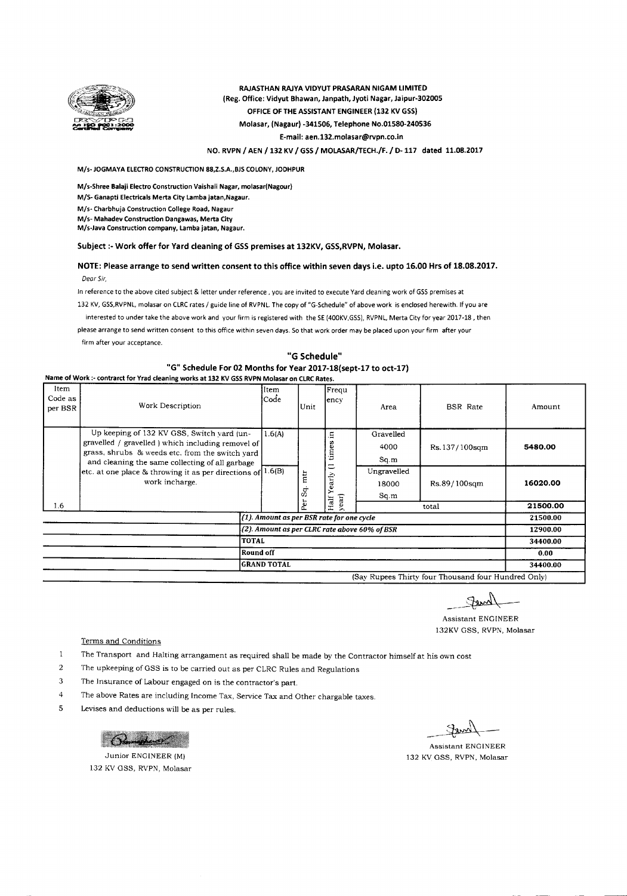**RAJASTHAN RAJYA VIDYUT PRASARAN NIGAM LIMITED**
**(Reg. Office: Vidyut Bhawan, Janpath, Jyoti Nagar, Jaipur-302005**
**OFFICE OF THE ASSISTANT ENGINEER (132 KV GSS)**
**Molasar, (Nagaur) -341506, Telephone No.01580-240536**
**E-mail: aen.132.molasar@rvpn.co.in**

**NO. RVPN / AEN / 132 KV / GSS / MOLASAR/TECH./F. / D- 117 dated 11.08.2017**

**M/s- JOGMAYA ELECTRO CONSTRUCTION 88,Z.S.A.,BJS COLONY, JODHPUR**

**M/s-Shree Balaji Electro Construction Vaishali Nagar, molasar(Nagour)**
**M/S- Ganapti Electricals Merta City Lamba jatan,Nagaur.**
**M/s- Charbhuja Construction College Road, Nagaur**
**M/s- Mahadev Construction Dangawas, Merta City**
**M/s-Java Construction company, Lamba jatan, Nagaur.**

**Subject :- Work offer for Yard cleaning of GSS premises at 132KV, GSS,RVPN, Molasar.**

**NOTE: Please arrange to send written consent to this office within seven days i.e. upto 16.00 Hrs of 18.08.2017.**

*Dear Sir,*

In reference to the above cited subject & letter under reference , you are invited to execute Yard cleaning work of GSS premises at 132 KV, GSS,RVPNL, molasar on CLRC rates / guide line of RVPNL. The copy of "G-Schedule" of above work is enclosed herewith. If you are interested to under take the above work and your firm is registered with the SE (400KV,GSS), RVPNL, Merta City for year 2017-18 , then please arrange to send written consent to this office within seven days. So that work order may be placed upon your firm after your firm after your acceptance.

## "G Schedule"

### "G" Schedule For 02 Months for Year 2017-18(sept-17 to oct-17)

**Name of Work :- contrarct for Yrad cleaning works at 132 KV GSS RVPN Molasar on CLRC Rates.**

| Item Code as per BSR | Work Description | Item Code | Unit | Frequency | Area | BSR Rate | Amount |
|---|---|---|---|---|---|---|---|
| 1.6 | Up keeping of 132 KV GSS, Switch yard (un-gravelled / gravelled ) which including removel of grass, shrubs & weeds etc. from the switch yard and cleaning the same collecting of all garbage etc. at one place & throwing it as per directions of work incharge. | 1.6(A) | Per Sq. mtr | Half Yearly (1 times in year) | Gravelled 4000 Sq.m | Rs.137/100sqm | **5480.00** |
| | | 1.6(B) | | | Ungravelled 18000 Sq.m | Rs.89/100sqm | **16020.00** |
| | | | | | | total | **21500.00** |
| | | *(1). Amount as per BSR rate for one cycle* | | | | | 21500.00 |
| | | *(2). Amount as per CLRC rate above 60% of BSR* | | | | | 12900.00 |
| | | **TOTAL** | | | | | 34400.00 |
| | | **Round off** | | | | | 0.00 |
| | | **GRAND TOTAL** | | | | | 34400.00 |
| | | (Say Rupees Thirty four Thousand four Hundred Only) | | | | | |

Assistant ENGINEER
132KV GSS, RVPN, Molasar

Terms and Conditions

1. The Transport and Halting arrangament as required shall be made by the Contractor himself at his own cost
2. The upkeeping of GSS is to be carried out as per CLRC Rules and Regulations
3. The Insurance of Labour engaged on is the contractor's part.
4. The above Rates are including Income Tax, Service Tax and Other chargable taxes.
5. Levises and deductions will be as per rules.

Junior ENGINEER (M)
132 KV GSS, RVPN, Molasar

Assistant ENGINEER
132 KV GSS, RVPN, Molasar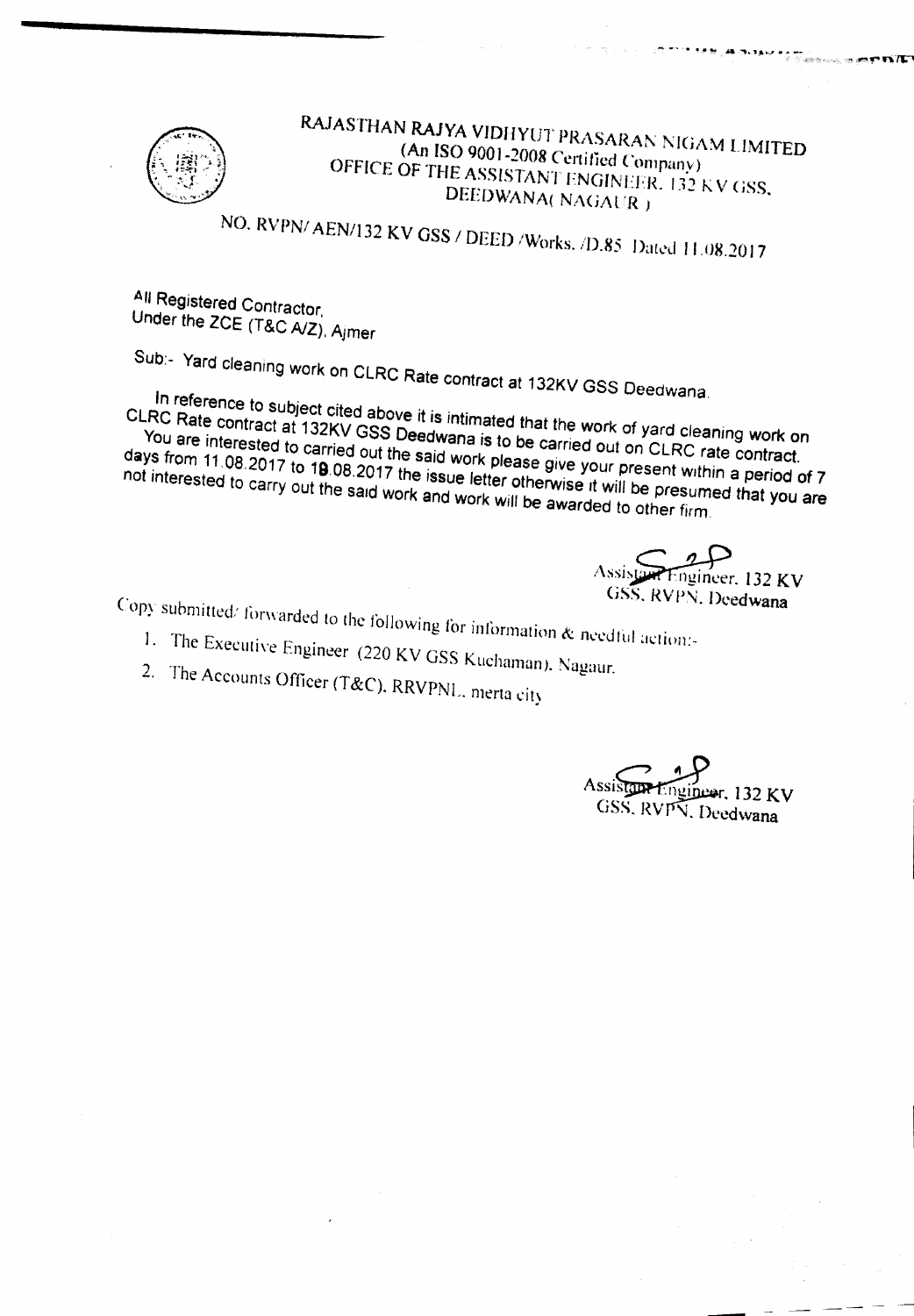# RAJASTHAN RAJYA VIDHYUT PRASARAN NIGAM LIMITED

(An ISO 9001-2008 Certified Company)

OFFICE OF THE ASSISTANT ENGINEER, 132 KV GSS,

DEEDWANA( NAGAUR )

NO. RVPN/ AEN/132 KV GSS / DEED /Works. /D.85 Dated 11.08.2017

All Registered Contractor,
Under the ZCE (T&C A/Z), Ajmer

Sub:- Yard cleaning work on CLRC Rate contract at 132KV GSS Deedwana.

In reference to subject cited above it is intimated that the work of yard cleaning work on CLRC Rate contract at 132KV GSS Deedwana is to be carried out on CLRC rate contract. You are interested to carried out the said work please give your present within a period of 7 days from 11.08.2017 to 18.08.2017 the issue letter otherwise it will be presumed that you are not interested to carry out the said work and work will be awarded to other firm.

Assistant Engineer, 132 KV
GSS, RVPN, Deedwana

Copy submitted/ forwarded to the following for information & needful action:-

1. The Executive Engineer (220 KV GSS Kuchaman), Nagaur.
2. The Accounts Officer (T&C), RRVPNL, merta city

Assistant Engineer, 132 KV
GSS, RVPN, Deedwana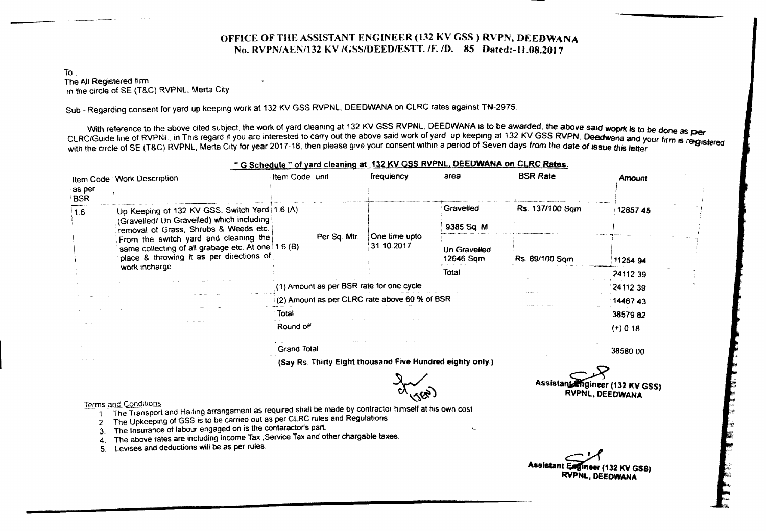# OFFICE OF THE ASSISTANT ENGINEER (132 KV GSS ) RVPN, DEEDWANA

**No. RVPN/AEN/132 KV /GSS/DEED/ESTT. /F. /D. 85 Dated:-11.08.2017**

To .
The All Registered firm
in the circle of SE (T&C) RVPNL, Merta City

Sub - Regarding consent for yard up keeping work at 132 KV GSS RVPNL, DEEDWANA on CLRC rates against TN-2975

With reference to the above cited subject, the work of yard cleaning at 132 KV GSS RVPNL, DEEDWANA is to be awarded, the above said woprk is to be done as per CLRC/Guide line of RVPNL, in This regard if you are interested to carry out the above said work of yard up keeping at 132 KV GSS RVPN, Deedwana and your firm is registered with the circle of SE (T&C) RVPNL, Merta City for year 2017-18, then please give your consent within a period of Seven days from the date of issue this letter

**" G Schedule " of yard cleaning at 132 KV GSS RVPNL, DEEDWANA on CLRC Rates.**

| Item Code as per BSR | Work Description | Item Code | unit | frequiency | area | BSR Rate | Amount |
|---|---|---|---|---|---|---|---|
| 1.6 | Up Keeping of 132 KV GSS, Switch Yard (Gravelled/ Un Gravelled) which including removal of Grass, Shrubs & Weeds etc. From the switch yard and cleaning the same collecting of all grabage etc. At one place & throwing it as per directions of work incharge. | 1.6 (A) | Per Sq. Mtr. | One time upto 31.10.2017 | Gravelled 9385 Sq. M | Rs. 137/100 Sqm | 12857.45 |
| | | 1.6 (B) | | | Un Gravelled 12646 Sqm | Rs. 89/100 Sqm | 11254.94 |
| | | | | | Total | | 24112.39 |
| | | (1) Amount as per BSR rate for one cycle | | | | | 24112.39 |
| | | (2) Amount as per CLRC rate above 60 % of BSR | | | | | 14467.43 |
| | | Total | | | | | 38579.82 |
| | | Round off | | | | | (+) 0.18 |
| | | Grand Total | | | | | 38580.00 |

**(Say Rs. Thirty Eight thousand Five Hundred eighty only.)**

(JEN)

**Assistant Engineer (132 KV GSS)**
**RVPNL, DEEDWANA**

Terms and Conditions

1. The Transport and Halting arrangament as required shall be made by contractor himself at his own cost
2. The Upkeeping of GSS is to be carried out as per CLRC rules and Regulations
3. The Insurance of labour engaged on is the contaractor's part.
4. The above rates are including income Tax ,Service Tax and other chargable taxes.
5. Levises and deductions will be as per rules.

**Assistant Engineer (132 KV GSS)**
**RVPNL, DEEDWANA**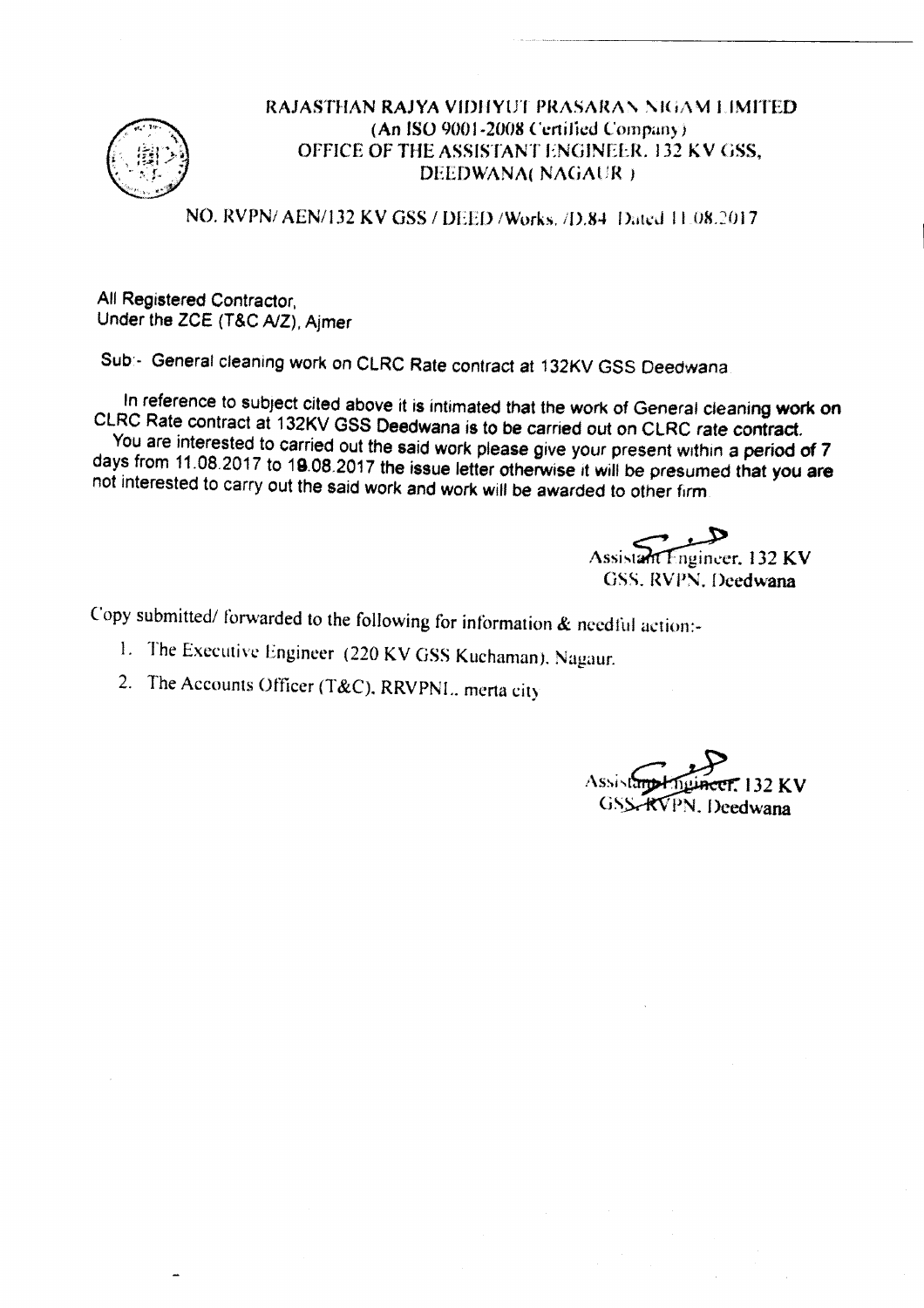# RAJASTHAN RAJYA VIDHYUT PRASARAN NIGAM LIMITED

**(An ISO 9001-2008 Certified Company)**

**OFFICE OF THE ASSISTANT ENGINEER, 132 KV GSS, DEEDWANA( NAGAUR )**

NO. RVPN/ AEN/132 KV GSS / DEED /Works. /D.84 Dated 11.08.2017

All Registered Contractor,
Under the ZCE (T&C A/Z), Ajmer

Sub:- General cleaning work on CLRC Rate contract at 132KV GSS Deedwana

In reference to subject cited above it is intimated that the work of General cleaning work on CLRC Rate contract at 132KV GSS Deedwana is to be carried out on CLRC rate contract.
You are interested to carried out the said work please give your present within a period of 7 days from 11.08.2017 to 19.08.2017 the issue letter otherwise it will be presumed that you are not interested to carry out the said work and work will be awarded to other firm

Assistant Engineer, 132 KV
GSS, RVPN, Deedwana

Copy submitted/ forwarded to the following for information & needful action:-

1. The Executive Engineer (220 KV GSS Kuchaman), Nagaur.
2. The Accounts Officer (T&C), RRVPNL, merta city

Assistant Engineer, 132 KV
GSS, RVPN, Deedwana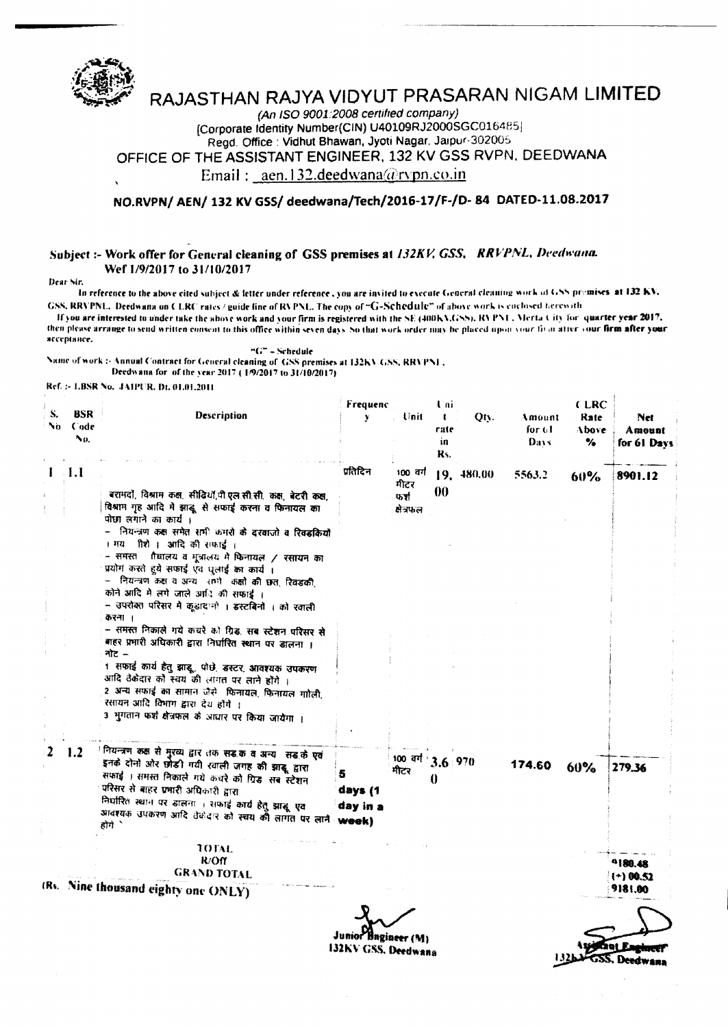# RAJASTHAN RAJYA VIDYUT PRASARAN NIGAM LIMITED

*(An ISO 9001:2008 certified company)*

[Corporate Identity Number(CIN) U40109RJ2000SGC016485]

Regd. Office : Vidhut Bhawan, Jyoti Nagar, Jaipur-302005

## OFFICE OF THE ASSISTANT ENGINEER, 132 KV GSS RVPN, DEEDWANA

Email : aen.132.deedwana@rvpn.co.in

**NO.RVPN/ AEN/ 132 KV GSS/ deedwana/Tech/2016-17/F-/D- 84 DATED-11.08.2017**

**Subject :- Work offer for General cleaning of GSS premises at *132KV, GSS, RRVPNL, Deedwana.* Wef 1/9/2017 to 31/10/2017**

Dear Sir,

In reference to the above cited subject & letter under reference, you are invited to execute General cleaning work of GSS premises at 132 KV, GSS, RRVPNL, Deedwana on CLRC rates / guide line of RVPNL. The copy of "G-Schedule" of above work is enclosed herewith.

If you are interested to under take the above work and your firm is registered with the SE (400KV,GSS), RVPNL, Merta City for **quarter year 2017**, then please arrange to send written consent to this office within seven days. So that work order may be placed upon your firm after your **firm after your** acceptance.

"G" - Schedule

Name of work :- Annual Contract for General cleaning of GSS premises at 132KV GSS, RRVPNL, Deedwana for of the year 2017 ( 1/9/2017 to 31/10/2017)

Ref. :- I.BSR No. JAIPUR, Dt. 01.01.2011

| S. No | BSR Code No. | Description | Frequency | Unit | Unit rate in Rs. | Qty. | Amount for 61 Days | CLRC Rate Above % | Net Amount for 61 Days |
|---|---|---|---|---|---|---|---|---|---|
| 1 | 1.1 | बरामदों, विश्राम कक्ष, सीढ़ियाँ,पी.एल.सी.सी. कक्ष, बेटरी कक्ष, विश्राम गृह आदि में झाडू से सफाई करना व फिनायल का पोछा लगाने का कार्य । – नियन्त्रण कक्ष समेत सभी कमरो के दरवाजो व खिड़कियों । मय शीशे । आदि की सफाई । – समस्त शौचालय व मूत्रालय में फिनायल / रसायन का प्रयोग करते हुये सफाई एवं धुलाई का कार्य । – नियन्त्रण कक्ष व अन्य सभी कक्षो की छत, खिड़की, कोने आदि में लगे जाले आदि की सफाई । – उपरोक्त परिसर में कूड़ादानों । डस्टबिनो । को खाली करना । – समस्त निकाले गये कचरे को ग्रिड सब स्टेशन परिसर से बाहर प्रभारी अधिकारी द्वारा निर्धारित स्थान पर डालना । नोट – 1 सफाई कार्य हेतु झाडू, पोछे, डस्टर, आवश्यक उपकरण आदि ठेकेदार को स्वय की लागत पर लाने होंगे । 2 अन्य सफाई का सामान जैसे फिनायल, फिनायल गोली, रसायन आदि विभाग द्वारा देय होंगे । 3 भुगतान फर्श क्षेत्रफल के आधार पर किया जायेगा । | प्रतिदिन | 100 वर्ग मीटर फर्श क्षेत्रफल | 19.00 | 480.00 | 5563.2 | 60% | 8901.12 |
| 2 | 1.2 | नियन्त्रण कक्ष से मुख्य द्वार तक सड़क व अन्य सड़के एवं इनके दोनों ओर छोड़ी गयी खाली जगह की झाडू द्वारा सफाई । समस्त निकाले गये कचरे को ग्रिड सब स्टेशन परिसर से बाहर प्रभारी अधिकारी द्वारा निर्धारित स्थान पर डालना । सफाई कार्य हेतु झाडू एवं आवश्यक उपकरण आदि ठेकेदार को स्वय की लागत पर लाने होंगे । | 5 days (1 day in a week) | 100 वर्ग मीटर | 3.60 | 970 | 174.60 | 60% | 279.36 |
| | | TOTAL | | | | | | | 9180.48 |
| | | R/Off | | | | | | | (+) 00.52 |
| | | GRAND TOTAL | | | | | | | 9181.00 |

(Rs. Nine thousand eighty one ONLY)

Junior Engineer (M)
132KV GSS, Deedwana

Assistant Engineer
132KV GSS, Deedwana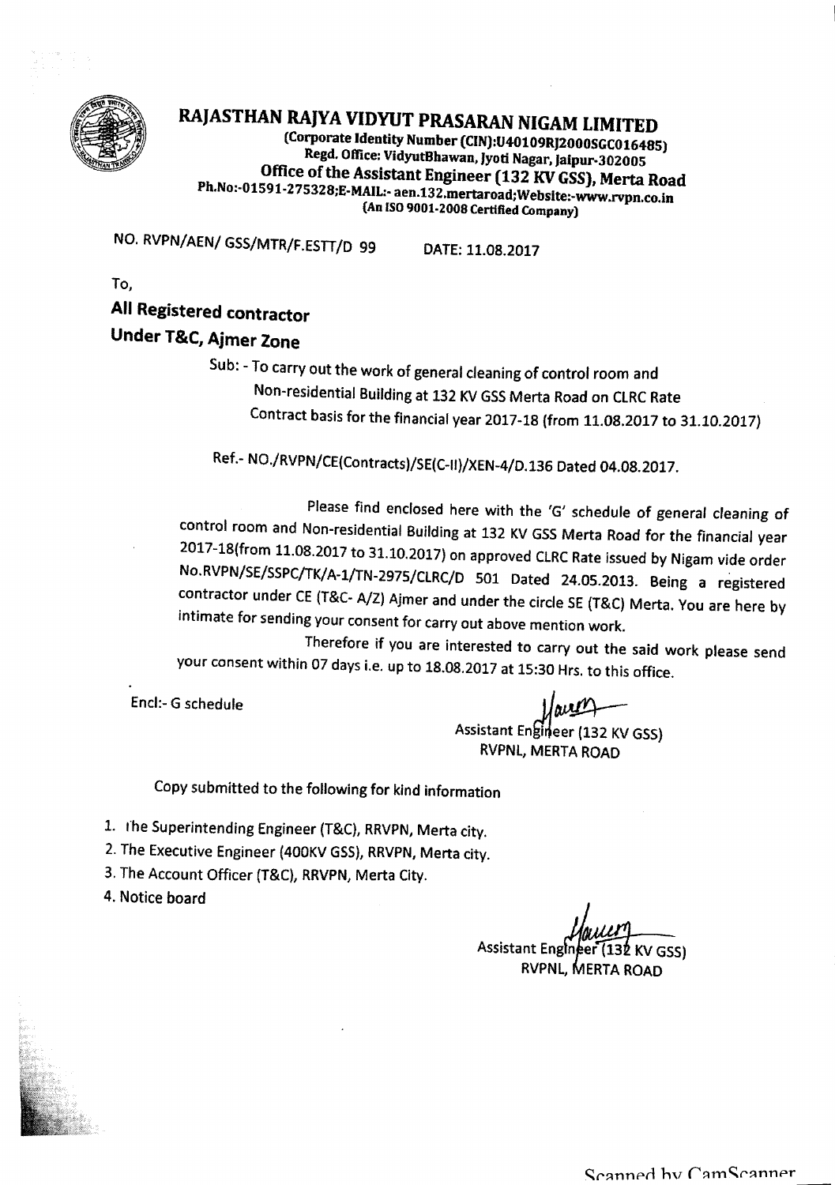# RAJASTHAN RAJYA VIDYUT PRASARAN NIGAM LIMITED

(Corporate Identity Number (CIN):U40109RJ2000SGC016485)
Regd. Office: VidyutBhawan, Jyoti Nagar, Jaipur-302005
**Office of the Assistant Engineer (132 KV GSS), Merta Road**
Ph.No:-01591-275328;E-MAIL:- aen.132.mertaroad;Website:-www.rvpn.co.in
(An ISO 9001-2008 Certified Company)

NO. RVPN/AEN/ GSS/MTR/F.ESTT/D 99 DATE: 11.08.2017

To,

**All Registered contractor**
**Under T&C, Ajmer Zone**

Sub: - To carry out the work of general cleaning of control room and Non-residential Building at 132 KV GSS Merta Road on CLRC Rate Contract basis for the financial year 2017-18 (from 11.08.2017 to 31.10.2017)

Ref.- NO./RVPN/CE(Contracts)/SE(C-II)/XEN-4/D.136 Dated 04.08.2017.

Please find enclosed here with the 'G' schedule of general cleaning of control room and Non-residential Building at 132 KV GSS Merta Road for the financial year 2017-18(from 11.08.2017 to 31.10.2017) on approved CLRC Rate issued by Nigam vide order No.RVPN/SE/SSPC/TK/A-1/TN-2975/CLRC/D 501 Dated 24.05.2013. Being a registered contractor under CE (T&C- A/Z) Ajmer and under the circle SE (T&C) Merta. You are here by intimate for sending your consent for carry out above mention work.

Therefore if you are interested to carry out the said work please send your consent within 07 days i.e. up to 18.08.2017 at 15:30 Hrs. to this office.

Encl:- G schedule

Assistant Engineer (132 KV GSS)
RVPNL, MERTA ROAD

Copy submitted to the following for kind information

1. The Superintending Engineer (T&C), RRVPN, Merta city.
2. The Executive Engineer (400KV GSS), RRVPN, Merta city.
3. The Account Officer (T&C), RRVPN, Merta City.
4. Notice board

Assistant Engineer (132 KV GSS)
RVPNL, MERTA ROAD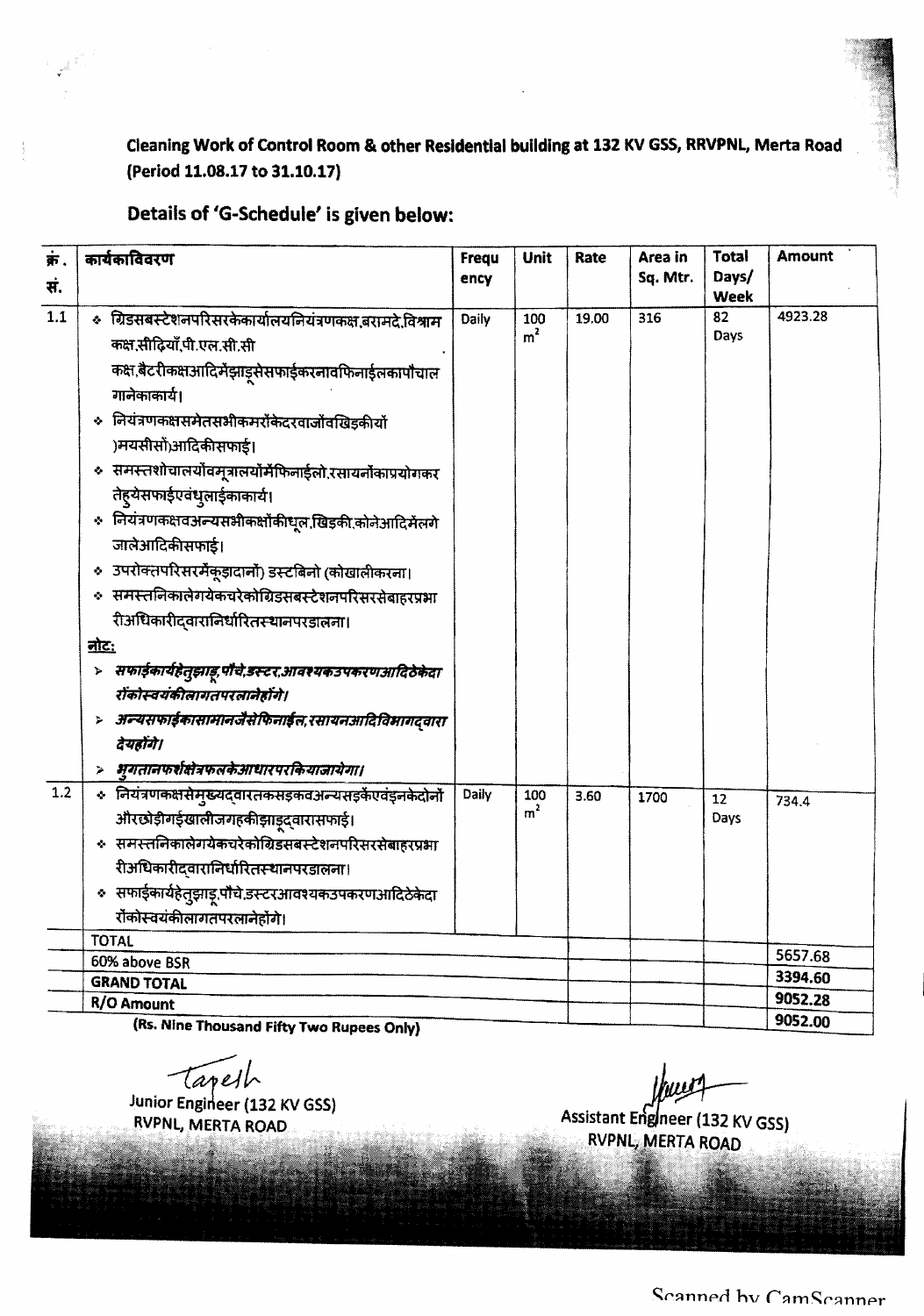**Cleaning Work of Control Room & other Residential building at 132 KV GSS, RRVPNL, Merta Road (Period 11.08.17 to 31.10.17)**

## Details of 'G-Schedule' is given below:

| क्रं. सं. | कार्यकाविवरण | Frequency | Unit | Rate | Area in Sq. Mtr. | Total Days/ Week | Amount |
|---|---|---|---|---|---|---|---|
| 1.1 | ❖ ग्रिडसबस्टेशनपरिसरकेकार्यालयनियंत्रणकक्ष,बरामदे,विश्राम कक्ष,सीढ़ियाँ,पी.एल.सी.सी कक्ष,बैटरीकक्षआदिमेंझाड़ूसेसफाईकरनावफिनाईलकापौंचा लगानेकाकार्य।<br>❖ नियंत्रणकक्षसमेतसभीकमरोंकेदरवाजोंवखिड़कीयों )मयसीसों)आदिकीसफाई।<br>❖ समस्तशौचालयोंवमूत्रालयोंमेंफिनाईलो,रसायनोंकाप्रयोगकर तेहुयेसफाईएवंधुलाईकाकार्य।<br>❖ नियंत्रणकक्षवअन्यसभीकक्षोंकीधूल,खिड़की,कोनेआदिमेंलगे जालेआदिकीसफाई।<br>❖ उपरोक्तपरिसरमेंकूड़ादानों) डस्टबिनो (कोखालीकरना।<br>❖ समस्तनिकालेगयेकचरेकोग्रिडसबस्टेशनपरिसरसेबाहरप्रभा रीअधिकारीद्वारानिर्धारितस्थानपरडालना।<br>**<u>नोट:</u>**<br>➢ ***सफाईकार्यहेतुझाडू,पौंचे,डस्टर,आवश्यकउपकरणआदिठेकेदा रोंकोस्वयंकीलागतपरलानेहोंगे।***<br>➢ ***अन्यसफाईकासामानजैसेफिनाईल,रसायनआदिविभागद्वारा देयहोंगे।***<br>➢ ***भुगतानफर्शक्षेत्रफलकेआधारपरकियाजायेगा।*** | Daily | 100 $m^2$ | 19.00 | 316 | 82 Days | 4923.28 |
| 1.2 | ❖ नियंत्रणकक्षसेमुख्यद्वारतकसड़कवअन्यसड़केंएवंइनकेदोनों औरछोड़ीगईखालीजगहकीझाड़ूद्वारासफाई।<br>❖ समस्तनिकालेगयेकचरेकोग्रिडसबस्टेशनपरिसरसेबाहरप्रभा रीअधिकारीद्वारानिर्धारितस्थानपरडालना।<br>❖ सफाईकार्यहेतुझाडू,पौंचे,डस्टरआवश्यकउपकरणआदिठेकेदा रोंकोस्वयंकीलागतपरलानेहोंगे। | Daily | 100 $m^2$ | 3.60 | 1700 | 12 Days | 734.4 |
| | **TOTAL** | | | | | | 5657.68 |
| | 60% above BSR | | | | | | 3394.60 |
| | **GRAND TOTAL** | | | | | | 9052.28 |
| | **R/O Amount** | | | | | | 9052.00 |

**(Rs. Nine Thousand Fifty Two Rupees Only)**

Junior Engineer (132 KV GSS)
RVPNL, MERTA ROAD

Assistant Engineer (132 KV GSS)
RVPNL, MERTA ROAD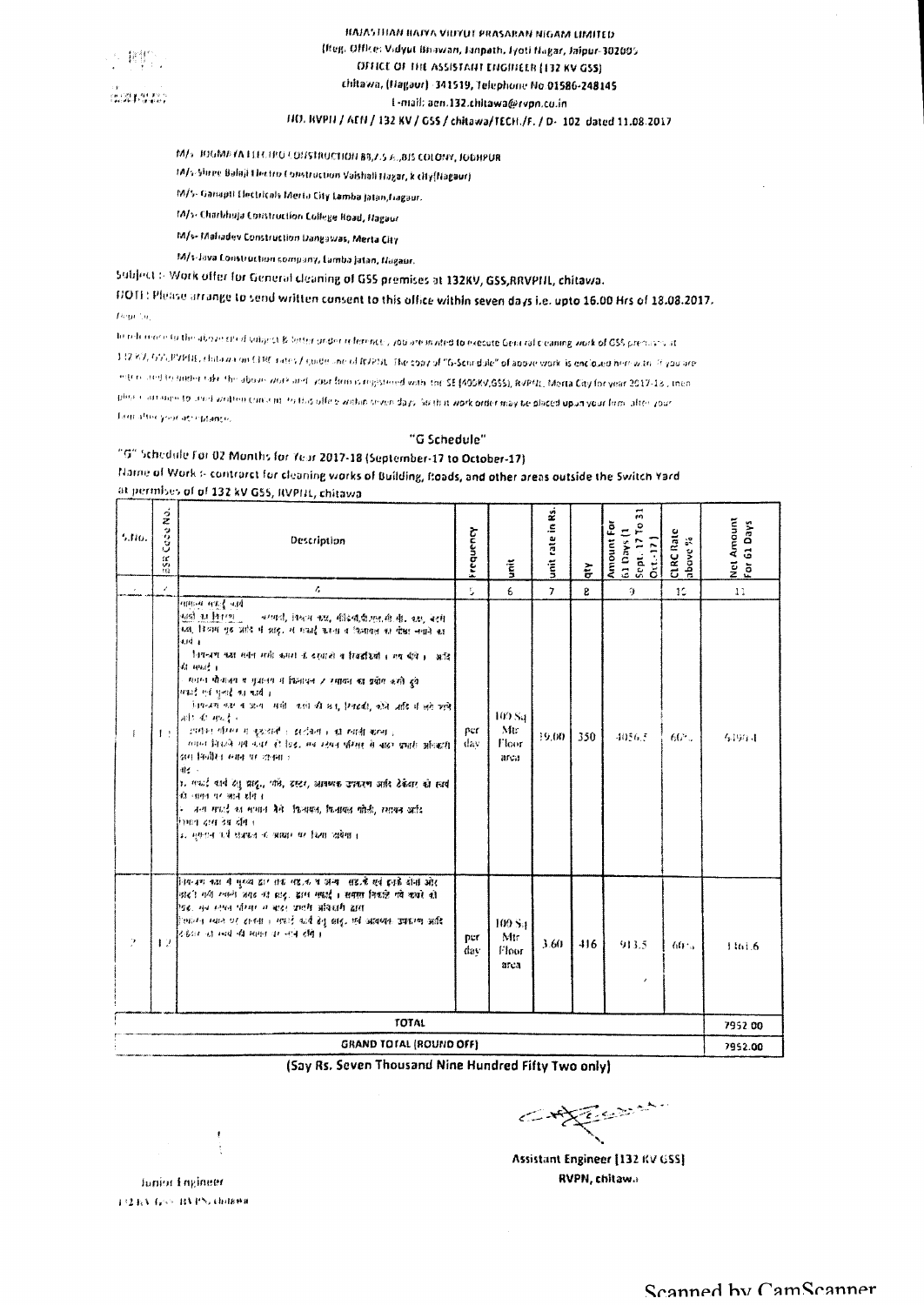RAJASTHAN RAJYA VIDYUT PRASARAN NIGAM LIMITED
(Reg. Office: Vidyut Bhawan, Janpath, Jyoti Nagar, Jaipur-302005
OFFICE OF THE ASSISTANT ENGINEER (132 KV GSS)
chitawa, (Nagaur) 341519, Telephone No 01586-248145
E-mail: aen.132.chitawa@rvpn.co.in
NO. RVPN / AEN / 132 KV / GSS / chitawa/TECH./F. / D- 102 dated 11.08.2017

M/s JOGMAYA ELECTRO CONSTRUCTION 88/Z.S.A.,BJS COLONY, JODHPUR

M/s Shree Balaji Electro Construction Vaishali Nagar, k city(Nagaur)

M/s- Ganapti Electricals Merta City Lamba Jatan,Nagaur.

M/s- Charbhuja Construction College Road, Nagaur

M/s- Mahadev Construction Dangawas, Merta City

M/s-Java Construction company, Lamba Jatan, Nagaur.

Subject :- Work offer for General cleaning of GSS premises at 132KV, GSS,RRVPNL, chitawa.

NOTE: Please arrange to send written consent to this office within seven days i.e. upto 16.00 Hrs of 18.08.2017.

Dear Sir,

In reference to the above cited subject & letter under reference, you are invited to execute General cleaning work of GSS premises at 132 KV, GSS,RVPNL, chitawa on CLRC rates / guidelines of RVPNL. The copy of "G-Schedule" of above work is enclosed herewith. If you are interested to undertake the above work and your firm is registered with the SE (400KV,GSS), RVPNL, Merta City for year 2017-18, then please arrange to send written consent to this office within seven days. So that work order may be placed upon your firm after your consent/acceptance.

## "G Schedule"

"G" Schedule For 02 Months for Year 2017-18 (September-17 to October-17)

Name of Work :- contrarct for cleaning works of Building, Roads, and other areas outside the Switch Yard at permises of of 132 kV GSS, RVPNL, chitawa

| S.No. | BSR Code No. | Description | Frequency | unit | unit rate in Rs. | qty | Amount For 61 Days (1 Sept. 17 To 31 Oct.-17) | CLRC Rate above % | Net Amount For 61 Days |
|---|---|---|---|---|---|---|---|---|---|
| | | 4 | 5 | 6 | 7 | 8 | 9 | 10 | 11 |
| 1 | 1.1 | सामान्य सफाई कार्य<br>कार्य का विवरण :- कमरों, नियंत्रण कक्ष, बैटरी/पी.एल.सी.सी. कक्ष, बरामदा, नियंत्रण गृह आदि में झाडू से सफाई करना व फिनायल का पोंछा लगाने का कार्य।<br>नियन्त्रण कक्ष भवन सभी कमरों के दरवाजों व खिड़कियों, पंखे, बल्ब ... आदि की सफाई।<br>... फिनायल व ... से ... का प्रयोग करते हुये सफाई एवं धुलाई का कार्य।<br>नियन्त्रण कक्ष व अन्य सभी कक्षों की छत, खिड़की, कोने आदि में लगे जाले आदि की सफाई।<br>... का ... करना।<br>... ग्रिड सब स्टेशन परिसर में ... अधिकारी द्वारा निर्देशित स्थान पर डालना।<br>नोट :-<br>1. सफाई कार्य हेतु झाडू, पोंछे, डस्टर, आवश्यक उपकरण आदि ठेकेदार को स्वयं के व्यय पर लाने होंगे।<br>... सफाई का सामान जैसे फिनायल, फिनायल गोली, ... आदि निगम द्वारा दिया जायेगा।<br>... | per day | 100 Sq Mtr Floor area | 19.00 | 350 | 4056.5 | 60% | 6490.4 |
| 2 | 1.2 | नियन्त्रण कक्ष में मुख्य द्वार तक सड़क व अन्य सड़कें एवं इसके दोनों ओर ... झाडू द्वारा सफाई। समस्त निकले गये कचरे को ... सब स्टेशन परिसर में बाहर प्रभारी अधिकारी द्वारा निर्देशित स्थान पर डालना। सफाई कार्य हेतु झाडू एवं आवश्यक उपकरण आदि ठेकेदार को स्वयं की व्यय पर लाने होंगे। | per day | 100 Sq Mtr Floor area | 3.60 | 416 | 913.5 | 60% | 1461.6 |
| TOTAL | | | | | | | | | 7952.00 |
| GRAND TOTAL (ROUND OFF) | | | | | | | | | 7952.00 |

(Say Rs. Seven Thousand Nine Hundred Fifty Two only)

Assistant Engineer (132 KV GSS)
RVPN, chitawa

Junior Engineer
132 KV GSS RVPN, chitawa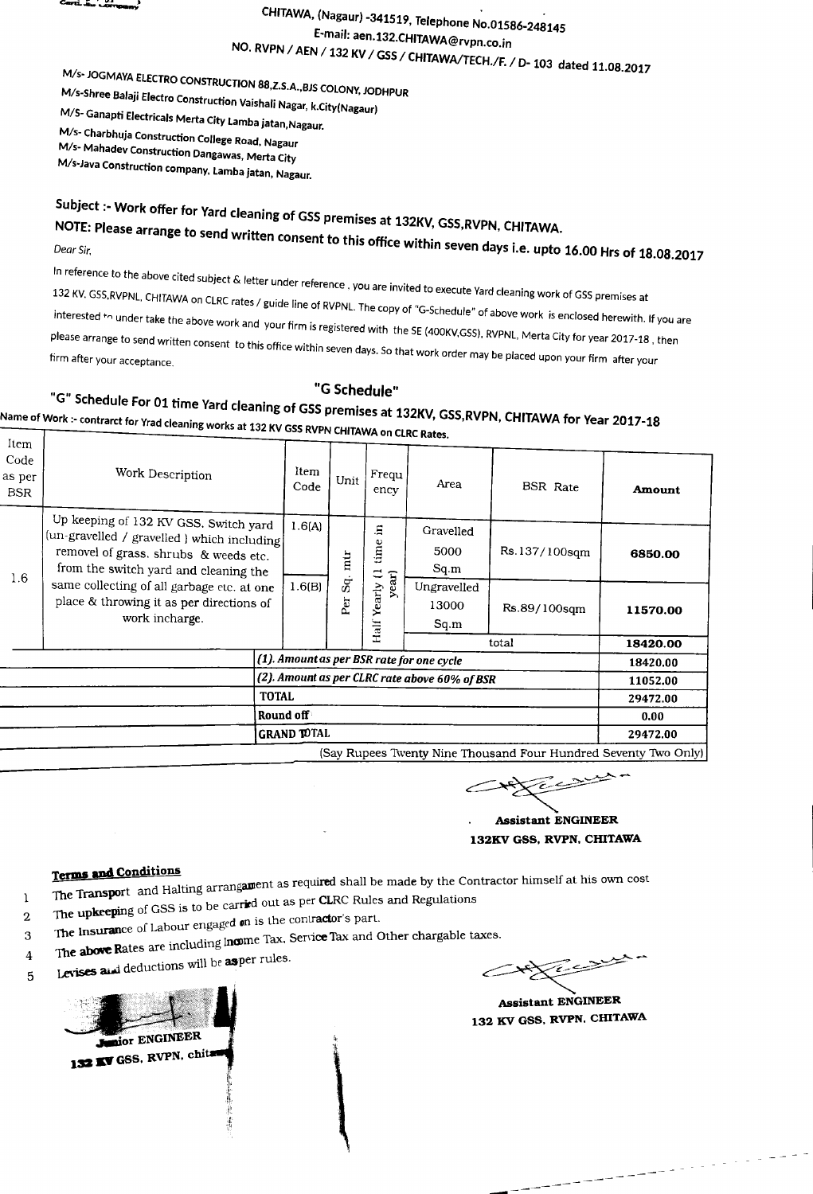CHITAWA, (Nagaur) -341519, Telephone No.01586-248145
E-mail: aen.132.CHITAWA@rvpn.co.in
NO. RVPN / AEN / 132 KV / GSS / CHITAWA/TECH./F. / D- 103 dated 11.08.2017

M/s- JOGMAYA ELECTRO CONSTRUCTION 88,Z.S.A.,BJS COLONY, JODHPUR
M/s-Shree Balaji Electro Construction Vaishali Nagar, k.City(Nagaur)
M/S- Ganapti Electricals Merta City Lamba jatan,Nagaur.
M/s- Charbhuja Construction College Road, Nagaur
M/s- Mahadev Construction Dangawas, Merta City
M/s-Java Construction company, Lamba jatan, Nagaur.

**Subject :- Work offer for Yard cleaning of GSS premises at 132KV, GSS,RVPN, CHITAWA.**
**NOTE: Please arrange to send written consent to this office within seven days i.e. upto 16.00 Hrs of 18.08.2017**

*Dear Sir,*

In reference to the above cited subject & letter under reference , you are invited to execute Yard cleaning work of GSS premises at 132 KV, GSS,RVPNL, CHITAWA on CLRC rates / guide line of RVPNL. The copy of "G-Schedule" of above work is enclosed herewith. If you are interested to under take the above work and your firm is registered with the SE (400KV,GSS), RVPNL, Merta City for year 2017-18 , then please arrange to send written consent to this office within seven days. So that work order may be placed upon your firm after your firm after your acceptance.

## "G Schedule"

## "G" Schedule For 01 time Yard cleaning of GSS premises at 132KV, GSS,RVPN, CHITAWA for Year 2017-18

**Name of Work :- contrarct for Yrad cleaning works at 132 KV GSS RVPN CHITAWA on CLRC Rates.**

| Item Code as per BSR | Work Description | Item Code | Unit | Frequency | Area | BSR Rate | Amount |
|---|---|---|---|---|---|---|---|
| 1.6 | Up keeping of 132 KV GSS, Switch yard (un-gravelled / gravelled ) which including removel of grass, shrubs & weeds etc. from the switch yard and cleaning the same collecting of all garbage etc. at one place & throwing it as per directions of work incharge. | 1.6(A) | Per Sq. mtr | Half Yearly (1 time in year) | Gravelled 5000 Sq.m | Rs.137/100sqm | **6850.00** |
| | | 1.6(B) | | | Ungravelled 13000 Sq.m | Rs.89/100sqm | **11570.00** |
| | | | | | total | | **18420.00** |
| | | *(1). Amount as per BSR rate for one cycle* | | | | | 18420.00 |
| | | *(2). Amount as per CLRC rate above 60% of BSR* | | | | | 11052.00 |
| | | TOTAL | | | | | 29472.00 |
| | | Round off | | | | | 0.00 |
| | | GRAND TOTAL | | | | | 29472.00 |

(Say Rupees Twenty Nine Thousand Four Hundred Seventy Two Only)

**Assistant ENGINEER**
**132KV GSS, RVPN, CHITAWA**

**Terms and Conditions**

1. The Transport and Halting arrangament as required shall be made by the Contractor himself at his own cost
2. The upkeeping of GSS is to be carried out as per CLRC Rules and Regulations
3. The Insurance of Labour engaged on is the contractor's part.
4. The above Rates are including Income Tax, Service Tax and Other chargable taxes.
5. Levises and deductions will be asper rules.

**Assistant ENGINEER**
**132 KV GSS, RVPN, CHITAWA**

**Junior ENGINEER**
**132 KV GSS, RVPN, chitawa**